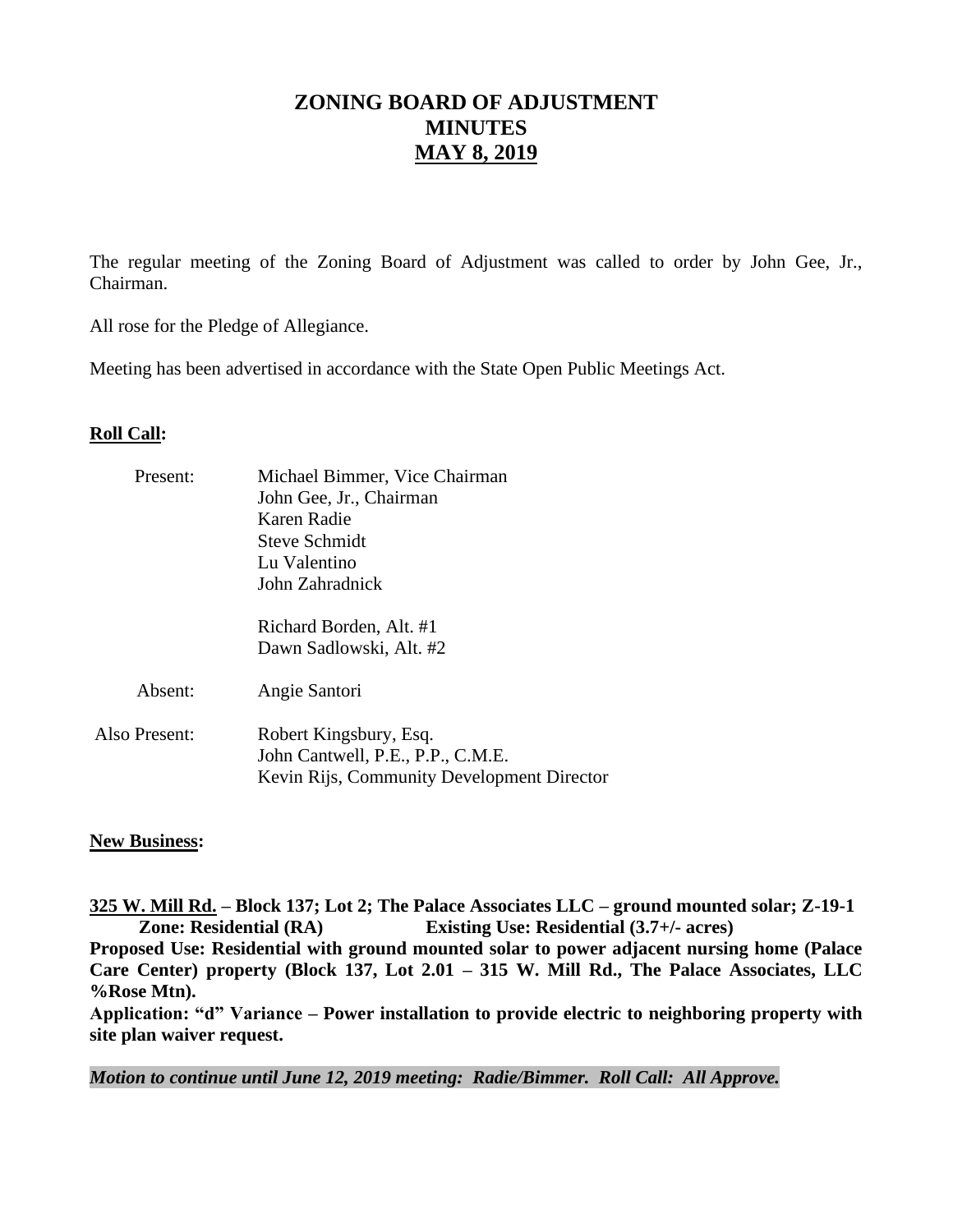# ZONING BOARD OF ADJUSTMENT
# MINUTES
# MAY 8, 2019

The regular meeting of the Zoning Board of Adjustment was called to order by John Gee, Jr., Chairman.

All rose for the Pledge of Allegiance.

Meeting has been advertised in accordance with the State Open Public Meetings Act.

**Roll Call:**

Present:
- Michael Bimmer, Vice Chairman
- John Gee, Jr., Chairman
- Karen Radie
- Steve Schmidt
- Lu Valentino
- John Zahradnick

- Richard Borden, Alt. #1
- Dawn Sadlowski, Alt. #2

Absent:
- Angie Santori

Also Present:
- Robert Kingsbury, Esq.
- John Cantwell, P.E., P.P., C.M.E.
- Kevin Rijs, Community Development Director

**New Business:**

**325 W. Mill Rd. – Block 137; Lot 2; The Palace Associates LLC – ground mounted solar; Z-19-1**
**Zone: Residential (RA) Existing Use: Residential (3.7+/- acres)**
**Proposed Use: Residential with ground mounted solar to power adjacent nursing home (Palace Care Center) property (Block 137, Lot 2.01 – 315 W. Mill Rd., The Palace Associates, LLC %Rose Mtn).**
**Application: "d" Variance – Power installation to provide electric to neighboring property with site plan waiver request.**

***Motion to continue until June 12, 2019 meeting: Radie/Bimmer. Roll Call: All Approve.***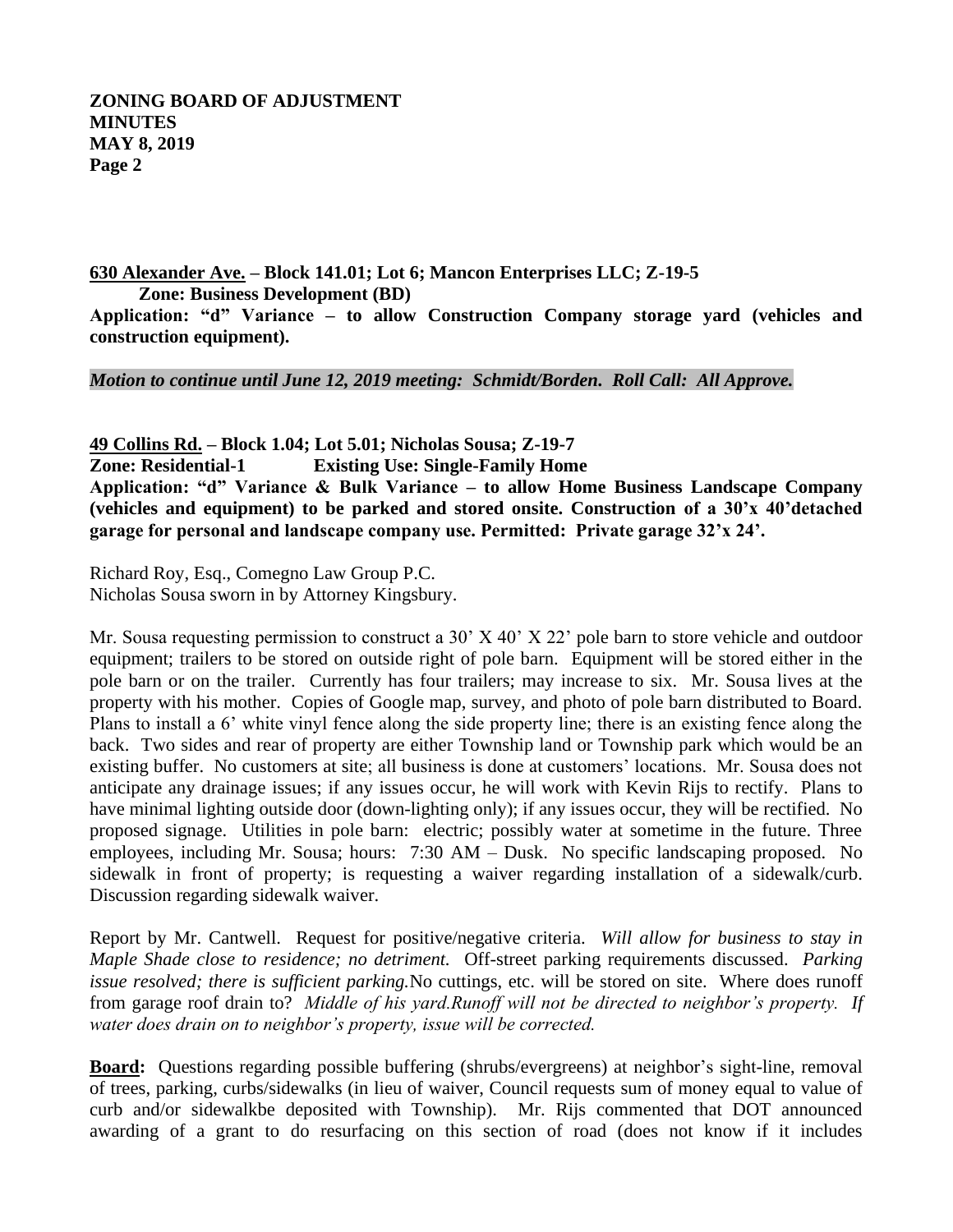**630 Alexander Ave. – Block 141.01; Lot 6; Mancon Enterprises LLC; Z-19-5**
**Zone: Business Development (BD)**
**Application: "d" Variance – to allow Construction Company storage yard (vehicles and construction equipment).**

***Motion to continue until June 12, 2019 meeting: Schmidt/Borden. Roll Call: All Approve.***

**49 Collins Rd. – Block 1.04; Lot 5.01; Nicholas Sousa; Z-19-7**
**Zone: Residential-1 Existing Use: Single-Family Home**
**Application: "d" Variance & Bulk Variance – to allow Home Business Landscape Company (vehicles and equipment) to be parked and stored onsite. Construction of a 30'x 40'detached garage for personal and landscape company use. Permitted: Private garage 32'x 24'.**

Richard Roy, Esq., Comegno Law Group P.C.
Nicholas Sousa sworn in by Attorney Kingsbury.

Mr. Sousa requesting permission to construct a 30' X 40' X 22' pole barn to store vehicle and outdoor equipment; trailers to be stored on outside right of pole barn. Equipment will be stored either in the pole barn or on the trailer. Currently has four trailers; may increase to six. Mr. Sousa lives at the property with his mother. Copies of Google map, survey, and photo of pole barn distributed to Board. Plans to install a 6' white vinyl fence along the side property line; there is an existing fence along the back. Two sides and rear of property are either Township land or Township park which would be an existing buffer. No customers at site; all business is done at customers' locations. Mr. Sousa does not anticipate any drainage issues; if any issues occur, he will work with Kevin Rijs to rectify. Plans to have minimal lighting outside door (down-lighting only); if any issues occur, they will be rectified. No proposed signage. Utilities in pole barn: electric; possibly water at sometime in the future. Three employees, including Mr. Sousa; hours: 7:30 AM – Dusk. No specific landscaping proposed. No sidewalk in front of property; is requesting a waiver regarding installation of a sidewalk/curb. Discussion regarding sidewalk waiver.

Report by Mr. Cantwell. Request for positive/negative criteria. *Will allow for business to stay in Maple Shade close to residence; no detriment.* Off-street parking requirements discussed. *Parking issue resolved; there is sufficient parking.*No cuttings, etc. will be stored on site. Where does runoff from garage roof drain to? *Middle of his yard.Runoff will not be directed to neighbor's property. If water does drain on to neighbor's property, issue will be corrected.*

**Board:** Questions regarding possible buffering (shrubs/evergreens) at neighbor's sight-line, removal of trees, parking, curbs/sidewalks (in lieu of waiver, Council requests sum of money equal to value of curb and/or sidewalkbe deposited with Township). Mr. Rijs commented that DOT announced awarding of a grant to do resurfacing on this section of road (does not know if it includes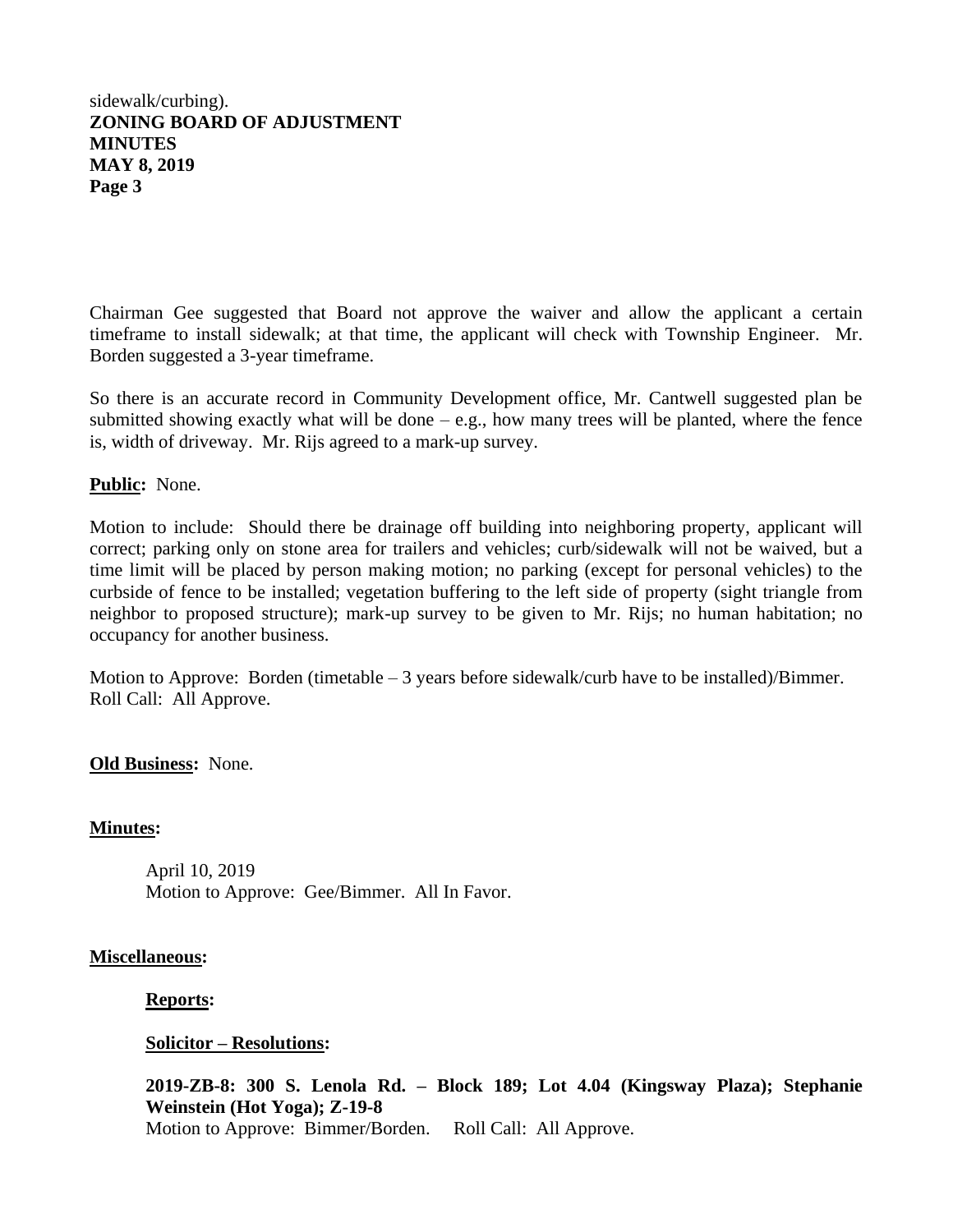sidewalk/curbing).

Chairman Gee suggested that Board not approve the waiver and allow the applicant a certain timeframe to install sidewalk; at that time, the applicant will check with Township Engineer. Mr. Borden suggested a 3-year timeframe.

So there is an accurate record in Community Development office, Mr. Cantwell suggested plan be submitted showing exactly what will be done – e.g., how many trees will be planted, where the fence is, width of driveway. Mr. Rijs agreed to a mark-up survey.

**Public:** None.

Motion to include: Should there be drainage off building into neighboring property, applicant will correct; parking only on stone area for trailers and vehicles; curb/sidewalk will not be waived, but a time limit will be placed by person making motion; no parking (except for personal vehicles) to the curbside of fence to be installed; vegetation buffering to the left side of property (sight triangle from neighbor to proposed structure); mark-up survey to be given to Mr. Rijs; no human habitation; no occupancy for another business.

Motion to Approve: Borden (timetable – 3 years before sidewalk/curb have to be installed)/Bimmer.
Roll Call: All Approve.

**Old Business:** None.

**Minutes:**

April 10, 2019
Motion to Approve: Gee/Bimmer. All In Favor.

**Miscellaneous:**

**Reports:**

**Solicitor – Resolutions:**

**2019-ZB-8: 300 S. Lenola Rd. – Block 189; Lot 4.04 (Kingsway Plaza); Stephanie Weinstein (Hot Yoga); Z-19-8**
Motion to Approve: Bimmer/Borden. Roll Call: All Approve.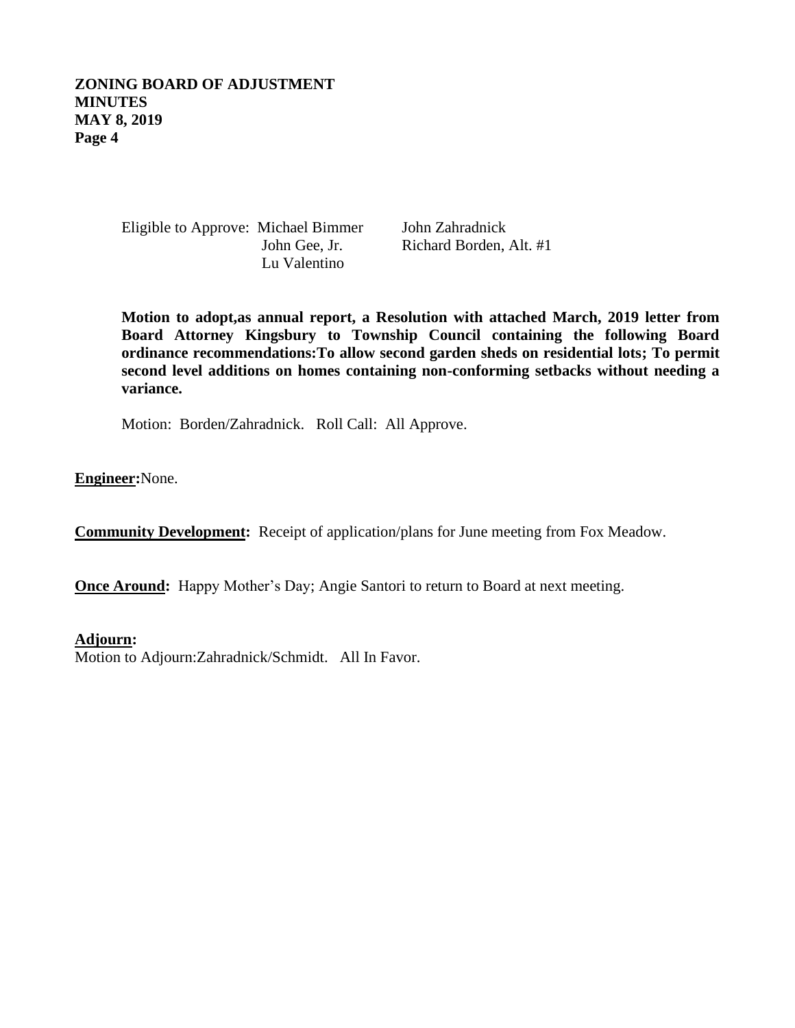Eligible to Approve: Michael Bimmer John Zahradnick
John Gee, Jr. Richard Borden, Alt. #1
Lu Valentino

**Motion to adopt,as annual report, a Resolution with attached March, 2019 letter from Board Attorney Kingsbury to Township Council containing the following Board ordinance recommendations:To allow second garden sheds on residential lots; To permit second level additions on homes containing non-conforming setbacks without needing a variance.**

Motion: Borden/Zahradnick. Roll Call: All Approve.

**Engineer:**None.

**Community Development:** Receipt of application/plans for June meeting from Fox Meadow.

**Once Around:** Happy Mother's Day; Angie Santori to return to Board at next meeting.

**Adjourn:**
Motion to Adjourn:Zahradnick/Schmidt. All In Favor.